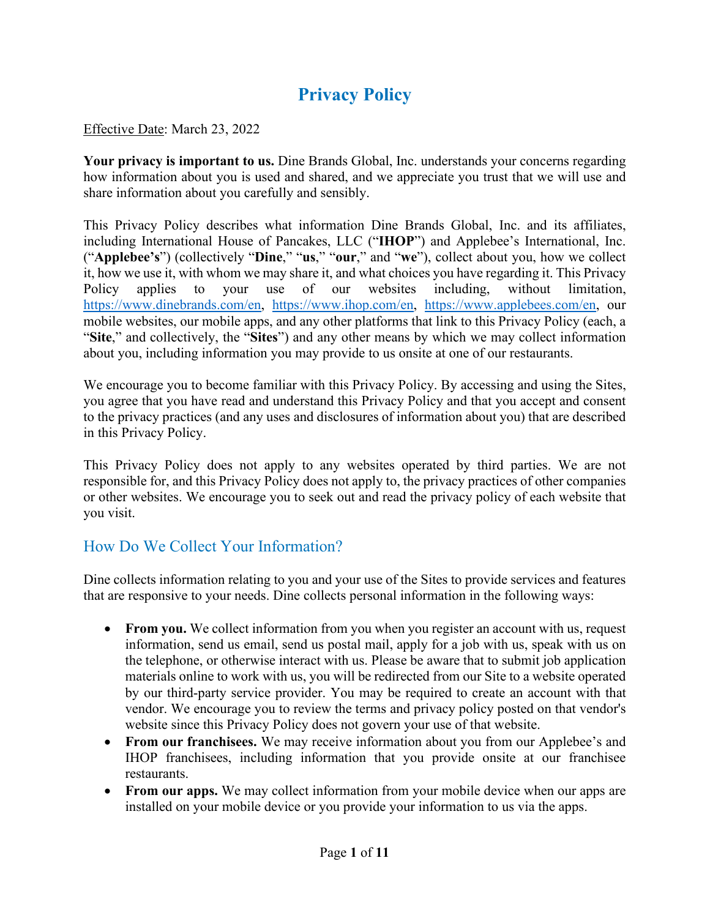# Privacy Policy

Effective Date: March 23, 2022

**Your privacy is important to us.** Dine Brands Global, Inc. understands your concerns regarding how information about you is used and shared, and we appreciate you trust that we will use and share information about you carefully and sensibly.

This Privacy Policy describes what information Dine Brands Global, Inc. and its affiliates, including International House of Pancakes, LLC ("**IHOP**") and Applebee's International, Inc. ("**Applebee's**") (collectively "**Dine**," "**us**," "**our**," and "**we**"), collect about you, how we collect it, how we use it, with whom we may share it, and what choices you have regarding it. This Privacy Policy applies to your use of our websites including, without limitation, https://www.dinebrands.com/en, https://www.ihop.com/en, https://www.applebees.com/en, our mobile websites, our mobile apps, and any other platforms that link to this Privacy Policy (each, a "**Site**," and collectively, the "**Sites**") and any other means by which we may collect information about you, including information you may provide to us onsite at one of our restaurants.

We encourage you to become familiar with this Privacy Policy. By accessing and using the Sites, you agree that you have read and understand this Privacy Policy and that you accept and consent to the privacy practices (and any uses and disclosures of information about you) that are described in this Privacy Policy.

This Privacy Policy does not apply to any websites operated by third parties. We are not responsible for, and this Privacy Policy does not apply to, the privacy practices of other companies or other websites. We encourage you to seek out and read the privacy policy of each website that you visit.

## How Do We Collect Your Information?

Dine collects information relating to you and your use of the Sites to provide services and features that are responsive to your needs. Dine collects personal information in the following ways:

- **From you.** We collect information from you when you register an account with us, request information, send us email, send us postal mail, apply for a job with us, speak with us on the telephone, or otherwise interact with us. Please be aware that to submit job application materials online to work with us, you will be redirected from our Site to a website operated by our third-party service provider. You may be required to create an account with that vendor. We encourage you to review the terms and privacy policy posted on that vendor's website since this Privacy Policy does not govern your use of that website.
- **From our franchisees.** We may receive information about you from our Applebee's and IHOP franchisees, including information that you provide onsite at our franchisee restaurants.
- **From our apps.** We may collect information from your mobile device when our apps are installed on your mobile device or you provide your information to us via the apps.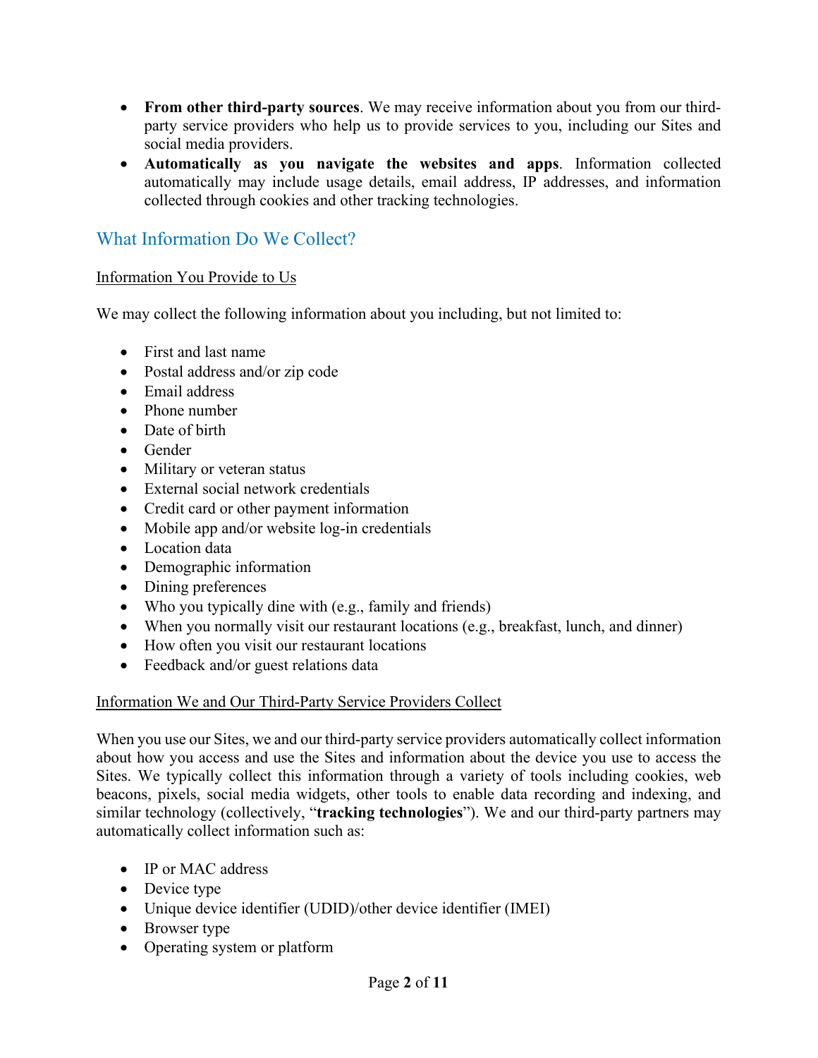- **From other third-party sources**. We may receive information about you from our third-party service providers who help us to provide services to you, including our Sites and social media providers.
- **Automatically as you navigate the websites and apps**. Information collected automatically may include usage details, email address, IP addresses, and information collected through cookies and other tracking technologies.

## What Information Do We Collect?

Information You Provide to Us

We may collect the following information about you including, but not limited to:

- First and last name
- Postal address and/or zip code
- Email address
- Phone number
- Date of birth
- Gender
- Military or veteran status
- External social network credentials
- Credit card or other payment information
- Mobile app and/or website log-in credentials
- Location data
- Demographic information
- Dining preferences
- Who you typically dine with (e.g., family and friends)
- When you normally visit our restaurant locations (e.g., breakfast, lunch, and dinner)
- How often you visit our restaurant locations
- Feedback and/or guest relations data

Information We and Our Third-Party Service Providers Collect

When you use our Sites, we and our third-party service providers automatically collect information about how you access and use the Sites and information about the device you use to access the Sites. We typically collect this information through a variety of tools including cookies, web beacons, pixels, social media widgets, other tools to enable data recording and indexing, and similar technology (collectively, "**tracking technologies**"). We and our third-party partners may automatically collect information such as:

- IP or MAC address
- Device type
- Unique device identifier (UDID)/other device identifier (IMEI)
- Browser type
- Operating system or platform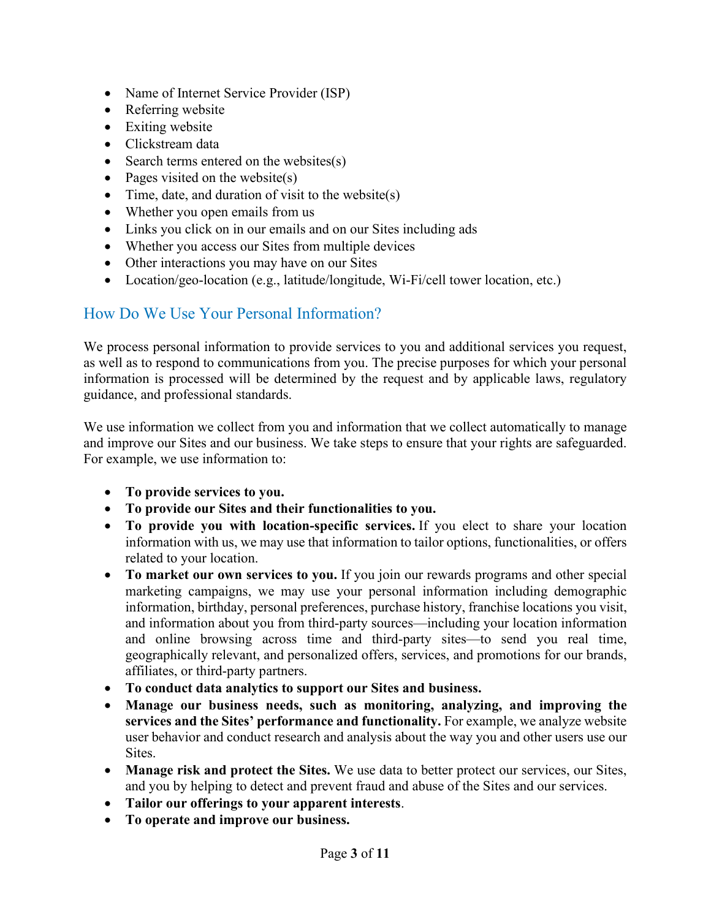- Name of Internet Service Provider (ISP)
- Referring website
- Exiting website
- Clickstream data
- Search terms entered on the websites(s)
- Pages visited on the website(s)
- Time, date, and duration of visit to the website(s)
- Whether you open emails from us
- Links you click on in our emails and on our Sites including ads
- Whether you access our Sites from multiple devices
- Other interactions you may have on our Sites
- Location/geo-location (e.g., latitude/longitude, Wi-Fi/cell tower location, etc.)

## How Do We Use Your Personal Information?

We process personal information to provide services to you and additional services you request, as well as to respond to communications from you. The precise purposes for which your personal information is processed will be determined by the request and by applicable laws, regulatory guidance, and professional standards.

We use information we collect from you and information that we collect automatically to manage and improve our Sites and our business. We take steps to ensure that your rights are safeguarded. For example, we use information to:

- **To provide services to you.**
- **To provide our Sites and their functionalities to you.**
- **To provide you with location-specific services.** If you elect to share your location information with us, we may use that information to tailor options, functionalities, or offers related to your location.
- **To market our own services to you.** If you join our rewards programs and other special marketing campaigns, we may use your personal information including demographic information, birthday, personal preferences, purchase history, franchise locations you visit, and information about you from third-party sources—including your location information and online browsing across time and third-party sites—to send you real time, geographically relevant, and personalized offers, services, and promotions for our brands, affiliates, or third-party partners.
- **To conduct data analytics to support our Sites and business.**
- **Manage our business needs, such as monitoring, analyzing, and improving the services and the Sites' performance and functionality.** For example, we analyze website user behavior and conduct research and analysis about the way you and other users use our Sites.
- **Manage risk and protect the Sites.** We use data to better protect our services, our Sites, and you by helping to detect and prevent fraud and abuse of the Sites and our services.
- **Tailor our offerings to your apparent interests**.
- **To operate and improve our business.**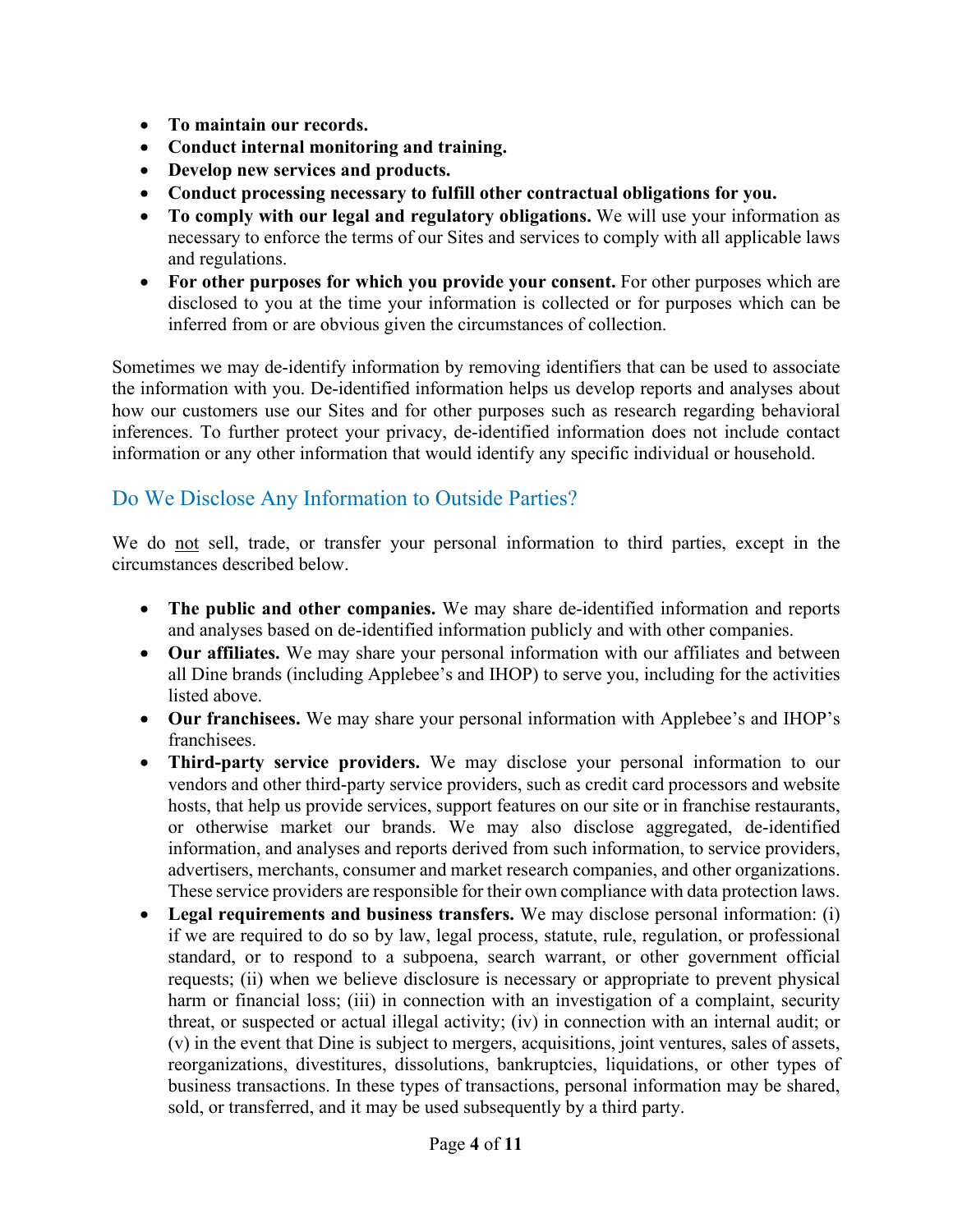- **To maintain our records.**
- **Conduct internal monitoring and training.**
- **Develop new services and products.**
- **Conduct processing necessary to fulfill other contractual obligations for you.**
- **To comply with our legal and regulatory obligations.** We will use your information as necessary to enforce the terms of our Sites and services to comply with all applicable laws and regulations.
- **For other purposes for which you provide your consent.** For other purposes which are disclosed to you at the time your information is collected or for purposes which can be inferred from or are obvious given the circumstances of collection.

Sometimes we may de-identify information by removing identifiers that can be used to associate the information with you. De-identified information helps us develop reports and analyses about how our customers use our Sites and for other purposes such as research regarding behavioral inferences. To further protect your privacy, de-identified information does not include contact information or any other information that would identify any specific individual or household.

## Do We Disclose Any Information to Outside Parties?

We do <u>not</u> sell, trade, or transfer your personal information to third parties, except in the circumstances described below.

- **The public and other companies.** We may share de-identified information and reports and analyses based on de-identified information publicly and with other companies.
- **Our affiliates.** We may share your personal information with our affiliates and between all Dine brands (including Applebee's and IHOP) to serve you, including for the activities listed above.
- **Our franchisees.** We may share your personal information with Applebee's and IHOP's franchisees.
- **Third-party service providers.** We may disclose your personal information to our vendors and other third-party service providers, such as credit card processors and website hosts, that help us provide services, support features on our site or in franchise restaurants, or otherwise market our brands. We may also disclose aggregated, de-identified information, and analyses and reports derived from such information, to service providers, advertisers, merchants, consumer and market research companies, and other organizations. These service providers are responsible for their own compliance with data protection laws.
- **Legal requirements and business transfers.** We may disclose personal information: (i) if we are required to do so by law, legal process, statute, rule, regulation, or professional standard, or to respond to a subpoena, search warrant, or other government official requests; (ii) when we believe disclosure is necessary or appropriate to prevent physical harm or financial loss; (iii) in connection with an investigation of a complaint, security threat, or suspected or actual illegal activity; (iv) in connection with an internal audit; or (v) in the event that Dine is subject to mergers, acquisitions, joint ventures, sales of assets, reorganizations, divestitures, dissolutions, bankruptcies, liquidations, or other types of business transactions. In these types of transactions, personal information may be shared, sold, or transferred, and it may be used subsequently by a third party.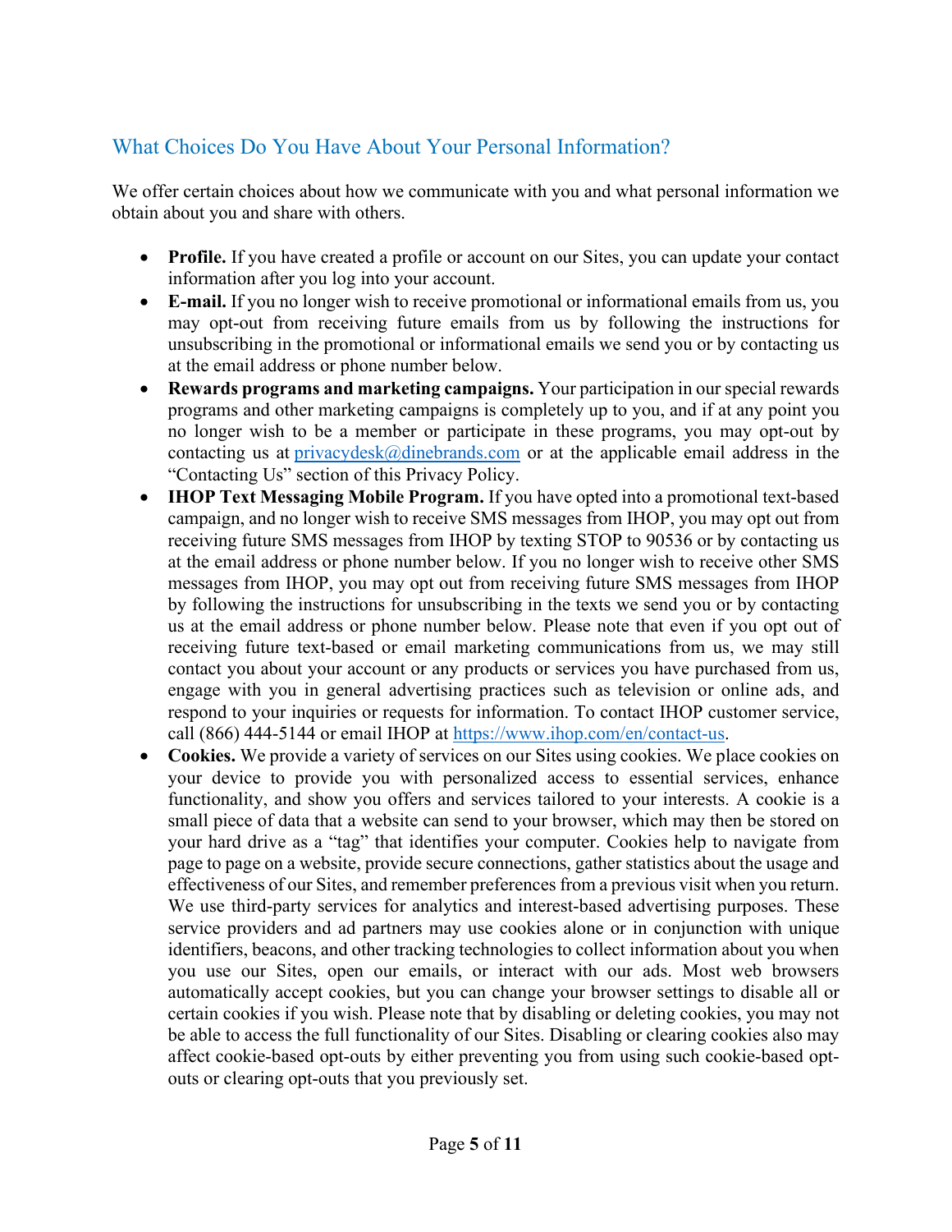## What Choices Do You Have About Your Personal Information?

We offer certain choices about how we communicate with you and what personal information we obtain about you and share with others.

- **Profile.** If you have created a profile or account on our Sites, you can update your contact information after you log into your account.
- **E-mail.** If you no longer wish to receive promotional or informational emails from us, you may opt-out from receiving future emails from us by following the instructions for unsubscribing in the promotional or informational emails we send you or by contacting us at the email address or phone number below.
- **Rewards programs and marketing campaigns.** Your participation in our special rewards programs and other marketing campaigns is completely up to you, and if at any point you no longer wish to be a member or participate in these programs, you may opt-out by contacting us at [privacydesk@dinebrands.com](mailto:privacydesk@dinebrands.com) or at the applicable email address in the "Contacting Us" section of this Privacy Policy.
- **IHOP Text Messaging Mobile Program.** If you have opted into a promotional text-based campaign, and no longer wish to receive SMS messages from IHOP, you may opt out from receiving future SMS messages from IHOP by texting STOP to 90536 or by contacting us at the email address or phone number below. If you no longer wish to receive other SMS messages from IHOP, you may opt out from receiving future SMS messages from IHOP by following the instructions for unsubscribing in the texts we send you or by contacting us at the email address or phone number below. Please note that even if you opt out of receiving future text-based or email marketing communications from us, we may still contact you about your account or any products or services you have purchased from us, engage with you in general advertising practices such as television or online ads, and respond to your inquiries or requests for information. To contact IHOP customer service, call (866) 444-5144 or email IHOP at [https://www.ihop.com/en/contact-us](https://www.ihop.com/en/contact-us).
- **Cookies.** We provide a variety of services on our Sites using cookies. We place cookies on your device to provide you with personalized access to essential services, enhance functionality, and show you offers and services tailored to your interests. A cookie is a small piece of data that a website can send to your browser, which may then be stored on your hard drive as a "tag" that identifies your computer. Cookies help to navigate from page to page on a website, provide secure connections, gather statistics about the usage and effectiveness of our Sites, and remember preferences from a previous visit when you return. We use third-party services for analytics and interest-based advertising purposes. These service providers and ad partners may use cookies alone or in conjunction with unique identifiers, beacons, and other tracking technologies to collect information about you when you use our Sites, open our emails, or interact with our ads. Most web browsers automatically accept cookies, but you can change your browser settings to disable all or certain cookies if you wish. Please note that by disabling or deleting cookies, you may not be able to access the full functionality of our Sites. Disabling or clearing cookies also may affect cookie-based opt-outs by either preventing you from using such cookie-based opt-outs or clearing opt-outs that you previously set.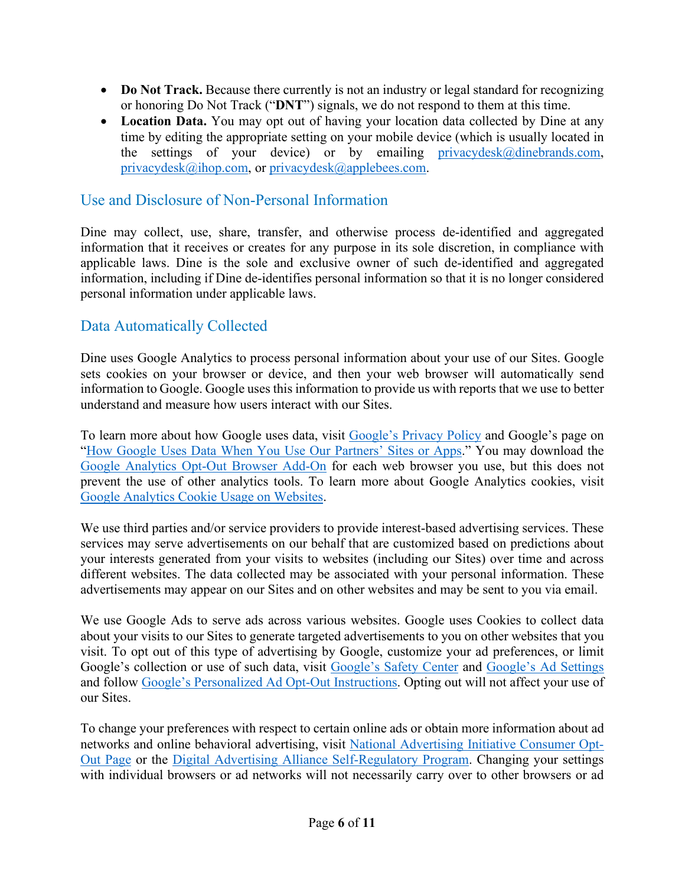- **Do Not Track.** Because there currently is not an industry or legal standard for recognizing or honoring Do Not Track ("**DNT**") signals, we do not respond to them at this time.
- **Location Data.** You may opt out of having your location data collected by Dine at any time by editing the appropriate setting on your mobile device (which is usually located in the settings of your device) or by emailing privacydesk@dinebrands.com, privacydesk@ihop.com, or privacydesk@applebees.com.

## Use and Disclosure of Non-Personal Information

Dine may collect, use, share, transfer, and otherwise process de-identified and aggregated information that it receives or creates for any purpose in its sole discretion, in compliance with applicable laws. Dine is the sole and exclusive owner of such de-identified and aggregated information, including if Dine de-identifies personal information so that it is no longer considered personal information under applicable laws.

## Data Automatically Collected

Dine uses Google Analytics to process personal information about your use of our Sites. Google sets cookies on your browser or device, and then your web browser will automatically send information to Google. Google uses this information to provide us with reports that we use to better understand and measure how users interact with our Sites.

To learn more about how Google uses data, visit Google's Privacy Policy and Google's page on "How Google Uses Data When You Use Our Partners' Sites or Apps." You may download the Google Analytics Opt-Out Browser Add-On for each web browser you use, but this does not prevent the use of other analytics tools. To learn more about Google Analytics cookies, visit Google Analytics Cookie Usage on Websites.

We use third parties and/or service providers to provide interest-based advertising services. These services may serve advertisements on our behalf that are customized based on predictions about your interests generated from your visits to websites (including our Sites) over time and across different websites. The data collected may be associated with your personal information. These advertisements may appear on our Sites and on other websites and may be sent to you via email.

We use Google Ads to serve ads across various websites. Google uses Cookies to collect data about your visits to our Sites to generate targeted advertisements to you on other websites that you visit. To opt out of this type of advertising by Google, customize your ad preferences, or limit Google's collection or use of such data, visit Google's Safety Center and Google's Ad Settings and follow Google's Personalized Ad Opt-Out Instructions. Opting out will not affect your use of our Sites.

To change your preferences with respect to certain online ads or obtain more information about ad networks and online behavioral advertising, visit National Advertising Initiative Consumer Opt-Out Page or the Digital Advertising Alliance Self-Regulatory Program. Changing your settings with individual browsers or ad networks will not necessarily carry over to other browsers or ad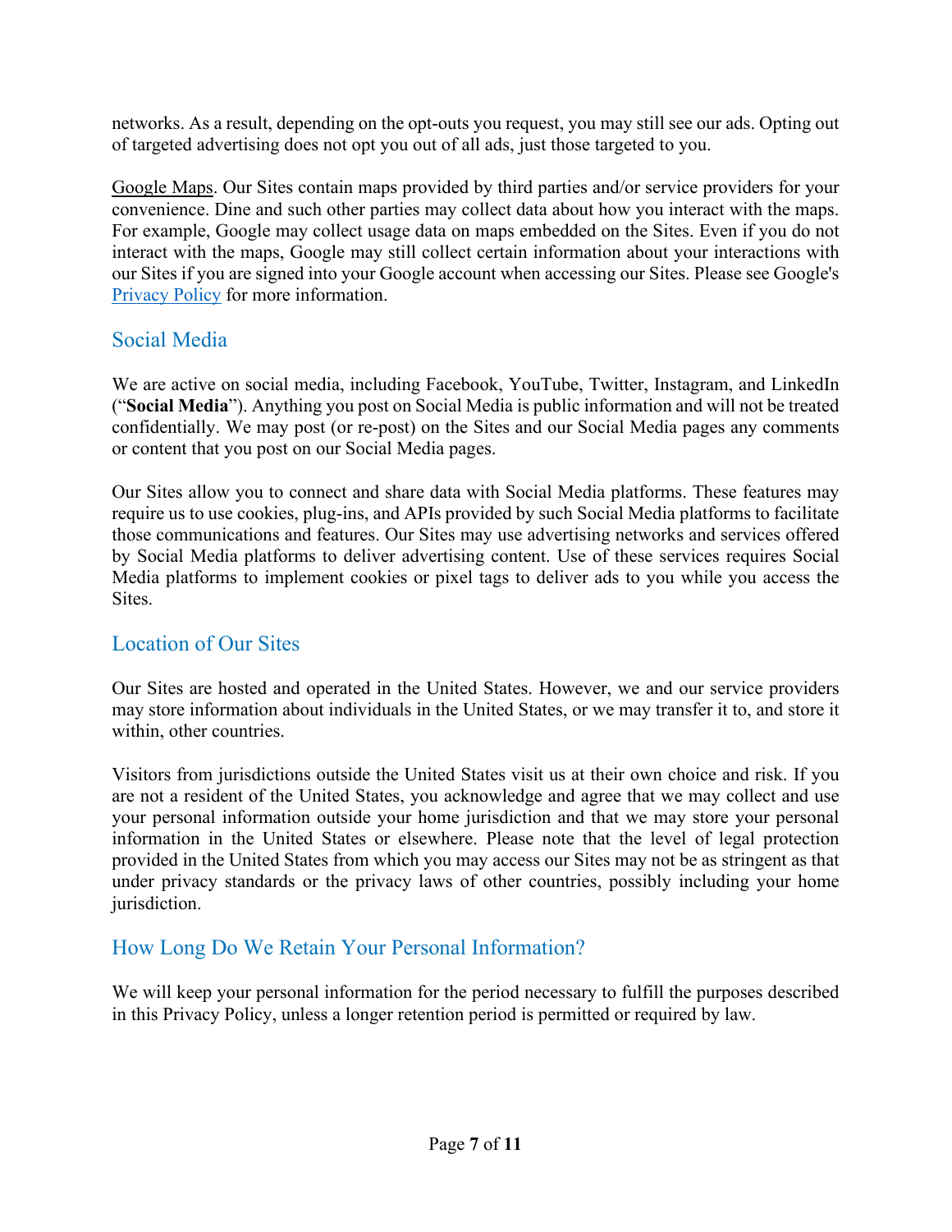networks. As a result, depending on the opt-outs you request, you may still see our ads. Opting out of targeted advertising does not opt you out of all ads, just those targeted to you.

Google Maps. Our Sites contain maps provided by third parties and/or service providers for your convenience. Dine and such other parties may collect data about how you interact with the maps. For example, Google may collect usage data on maps embedded on the Sites. Even if you do not interact with the maps, Google may still collect certain information about your interactions with our Sites if you are signed into your Google account when accessing our Sites. Please see Google's [Privacy Policy]() for more information.

## Social Media

We are active on social media, including Facebook, YouTube, Twitter, Instagram, and LinkedIn ("**Social Media**"). Anything you post on Social Media is public information and will not be treated confidentially. We may post (or re-post) on the Sites and our Social Media pages any comments or content that you post on our Social Media pages.

Our Sites allow you to connect and share data with Social Media platforms. These features may require us to use cookies, plug-ins, and APIs provided by such Social Media platforms to facilitate those communications and features. Our Sites may use advertising networks and services offered by Social Media platforms to deliver advertising content. Use of these services requires Social Media platforms to implement cookies or pixel tags to deliver ads to you while you access the Sites.

## Location of Our Sites

Our Sites are hosted and operated in the United States. However, we and our service providers may store information about individuals in the United States, or we may transfer it to, and store it within, other countries.

Visitors from jurisdictions outside the United States visit us at their own choice and risk. If you are not a resident of the United States, you acknowledge and agree that we may collect and use your personal information outside your home jurisdiction and that we may store your personal information in the United States or elsewhere. Please note that the level of legal protection provided in the United States from which you may access our Sites may not be as stringent as that under privacy standards or the privacy laws of other countries, possibly including your home jurisdiction.

## How Long Do We Retain Your Personal Information?

We will keep your personal information for the period necessary to fulfill the purposes described in this Privacy Policy, unless a longer retention period is permitted or required by law.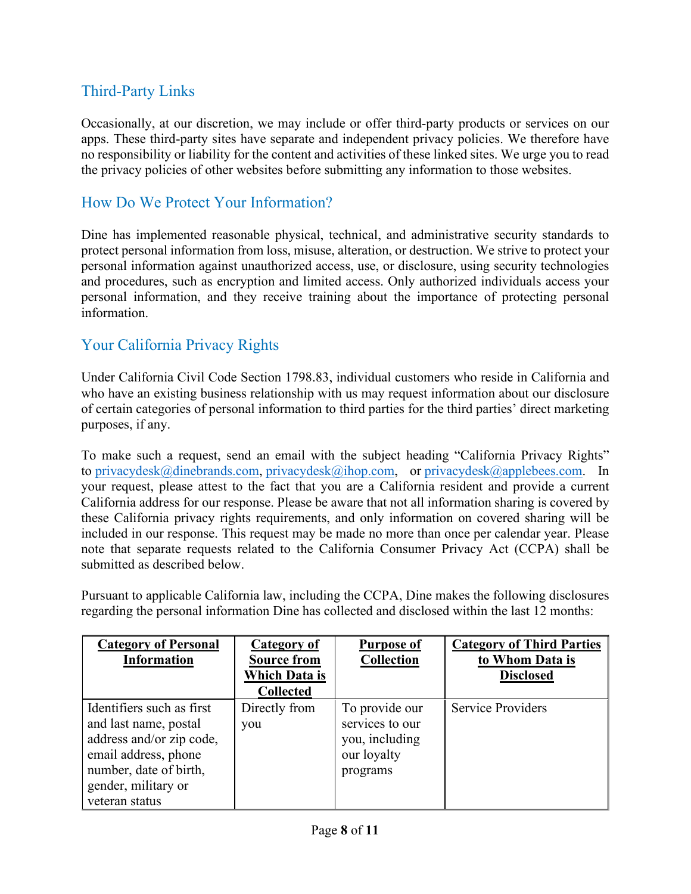## Third-Party Links

Occasionally, at our discretion, we may include or offer third-party products or services on our apps. These third-party sites have separate and independent privacy policies. We therefore have no responsibility or liability for the content and activities of these linked sites. We urge you to read the privacy policies of other websites before submitting any information to those websites.

## How Do We Protect Your Information?

Dine has implemented reasonable physical, technical, and administrative security standards to protect personal information from loss, misuse, alteration, or destruction. We strive to protect your personal information against unauthorized access, use, or disclosure, using security technologies and procedures, such as encryption and limited access. Only authorized individuals access your personal information, and they receive training about the importance of protecting personal information.

## Your California Privacy Rights

Under California Civil Code Section 1798.83, individual customers who reside in California and who have an existing business relationship with us may request information about our disclosure of certain categories of personal information to third parties for the third parties' direct marketing purposes, if any.

To make such a request, send an email with the subject heading "California Privacy Rights" to privacydesk@dinebrands.com, privacydesk@ihop.com, or privacydesk@applebees.com. In your request, please attest to the fact that you are a California resident and provide a current California address for our response. Please be aware that not all information sharing is covered by these California privacy rights requirements, and only information on covered sharing will be included in our response. This request may be made no more than once per calendar year. Please note that separate requests related to the California Consumer Privacy Act (CCPA) shall be submitted as described below.

Pursuant to applicable California law, including the CCPA, Dine makes the following disclosures regarding the personal information Dine has collected and disclosed within the last 12 months:

| **Category of Personal Information** | **Category of Source from Which Data is Collected** | **Purpose of Collection** | **Category of Third Parties to Whom Data is Disclosed** |
|---|---|---|---|
| Identifiers such as first and last name, postal address and/or zip code, email address, phone number, date of birth, gender, military or veteran status | Directly from you | To provide our services to our you, including our loyalty programs | Service Providers |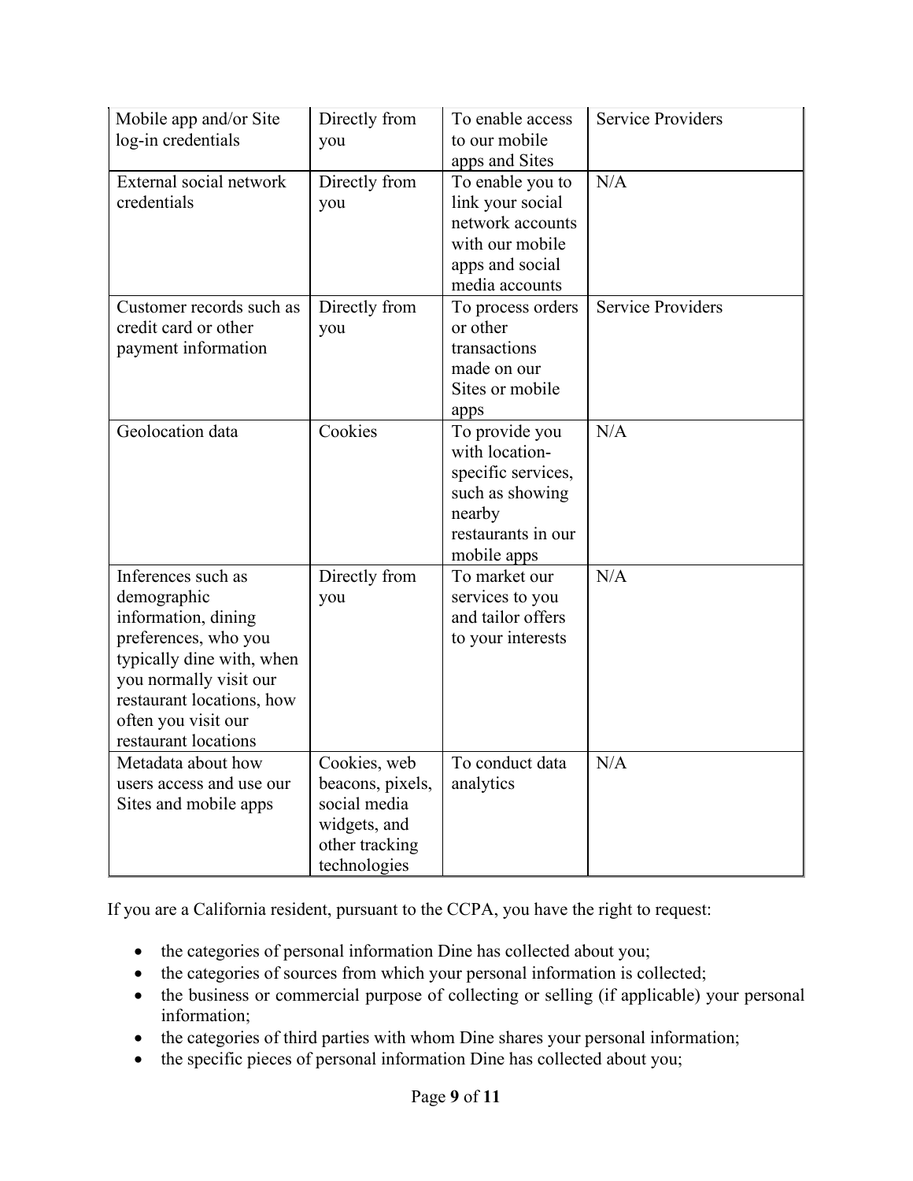| Mobile app and/or Site log-in credentials | Directly from you | To enable access to our mobile apps and Sites | Service Providers |
|---|---|---|---|
| External social network credentials | Directly from you | To enable you to link your social network accounts with our mobile apps and social media accounts | N/A |
| Customer records such as credit card or other payment information | Directly from you | To process orders or other transactions made on our Sites or mobile apps | Service Providers |
| Geolocation data | Cookies | To provide you with location-specific services, such as showing nearby restaurants in our mobile apps | N/A |
| Inferences such as demographic information, dining preferences, who you typically dine with, when you normally visit our restaurant locations, how often you visit our restaurant locations | Directly from you | To market our services to you and tailor offers to your interests | N/A |
| Metadata about how users access and use our Sites and mobile apps | Cookies, web beacons, pixels, social media widgets, and other tracking technologies | To conduct data analytics | N/A |

If you are a California resident, pursuant to the CCPA, you have the right to request:

- the categories of personal information Dine has collected about you;
- the categories of sources from which your personal information is collected;
- the business or commercial purpose of collecting or selling (if applicable) your personal information;
- the categories of third parties with whom Dine shares your personal information;
- the specific pieces of personal information Dine has collected about you;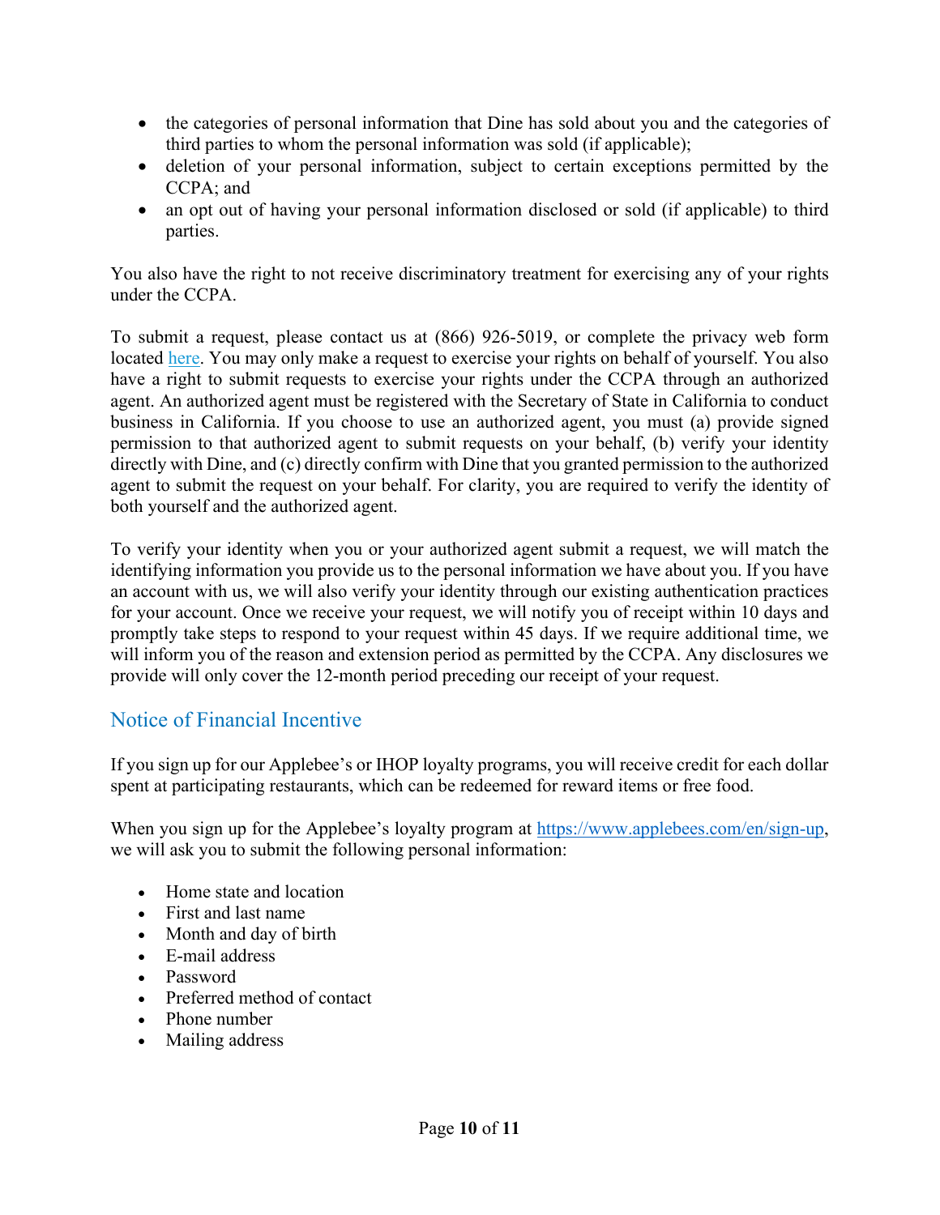- the categories of personal information that Dine has sold about you and the categories of third parties to whom the personal information was sold (if applicable);
- deletion of your personal information, subject to certain exceptions permitted by the CCPA; and
- an opt out of having your personal information disclosed or sold (if applicable) to third parties.

You also have the right to not receive discriminatory treatment for exercising any of your rights under the CCPA.

To submit a request, please contact us at (866) 926-5019, or complete the privacy web form located [here](). You may only make a request to exercise your rights on behalf of yourself. You also have a right to submit requests to exercise your rights under the CCPA through an authorized agent. An authorized agent must be registered with the Secretary of State in California to conduct business in California. If you choose to use an authorized agent, you must (a) provide signed permission to that authorized agent to submit requests on your behalf, (b) verify your identity directly with Dine, and (c) directly confirm with Dine that you granted permission to the authorized agent to submit the request on your behalf. For clarity, you are required to verify the identity of both yourself and the authorized agent.

To verify your identity when you or your authorized agent submit a request, we will match the identifying information you provide us to the personal information we have about you. If you have an account with us, we will also verify your identity through our existing authentication practices for your account. Once we receive your request, we will notify you of receipt within 10 days and promptly take steps to respond to your request within 45 days. If we require additional time, we will inform you of the reason and extension period as permitted by the CCPA. Any disclosures we provide will only cover the 12-month period preceding our receipt of your request.

## Notice of Financial Incentive

If you sign up for our Applebee's or IHOP loyalty programs, you will receive credit for each dollar spent at participating restaurants, which can be redeemed for reward items or free food.

When you sign up for the Applebee's loyalty program at https://www.applebees.com/en/sign-up, we will ask you to submit the following personal information:

- Home state and location
- First and last name
- Month and day of birth
- E-mail address
- Password
- Preferred method of contact
- Phone number
- Mailing address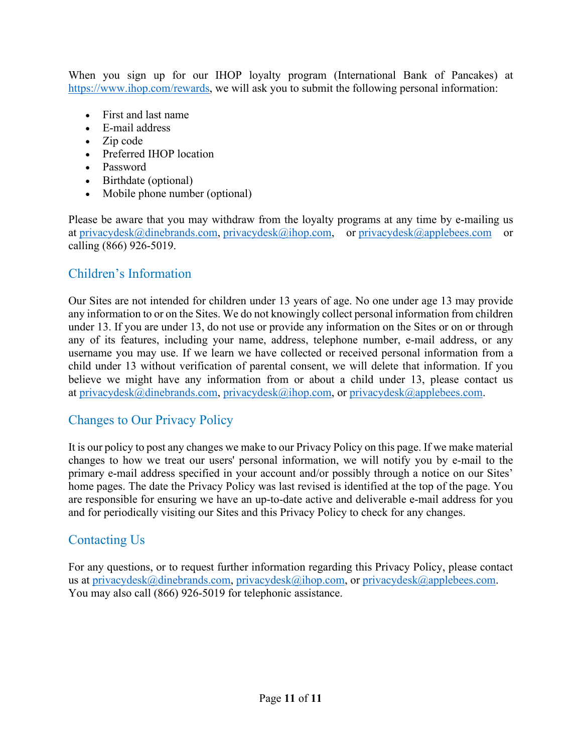When you sign up for our IHOP loyalty program (International Bank of Pancakes) at https://www.ihop.com/rewards, we will ask you to submit the following personal information:

- First and last name
- E-mail address
- Zip code
- Preferred IHOP location
- Password
- Birthdate (optional)
- Mobile phone number (optional)

Please be aware that you may withdraw from the loyalty programs at any time by e-mailing us at privacydesk@dinebrands.com, privacydesk@ihop.com, or privacydesk@applebees.com or calling (866) 926-5019.

## Children's Information

Our Sites are not intended for children under 13 years of age. No one under age 13 may provide any information to or on the Sites. We do not knowingly collect personal information from children under 13. If you are under 13, do not use or provide any information on the Sites or on or through any of its features, including your name, address, telephone number, e-mail address, or any username you may use. If we learn we have collected or received personal information from a child under 13 without verification of parental consent, we will delete that information. If you believe we might have any information from or about a child under 13, please contact us at privacydesk@dinebrands.com, privacydesk@ihop.com, or privacydesk@applebees.com.

## Changes to Our Privacy Policy

It is our policy to post any changes we make to our Privacy Policy on this page. If we make material changes to how we treat our users' personal information, we will notify you by e-mail to the primary e-mail address specified in your account and/or possibly through a notice on our Sites' home pages. The date the Privacy Policy was last revised is identified at the top of the page. You are responsible for ensuring we have an up-to-date active and deliverable e-mail address for you and for periodically visiting our Sites and this Privacy Policy to check for any changes.

## Contacting Us

For any questions, or to request further information regarding this Privacy Policy, please contact us at privacydesk@dinebrands.com, privacydesk@ihop.com, or privacydesk@applebees.com. You may also call (866) 926-5019 for telephonic assistance.